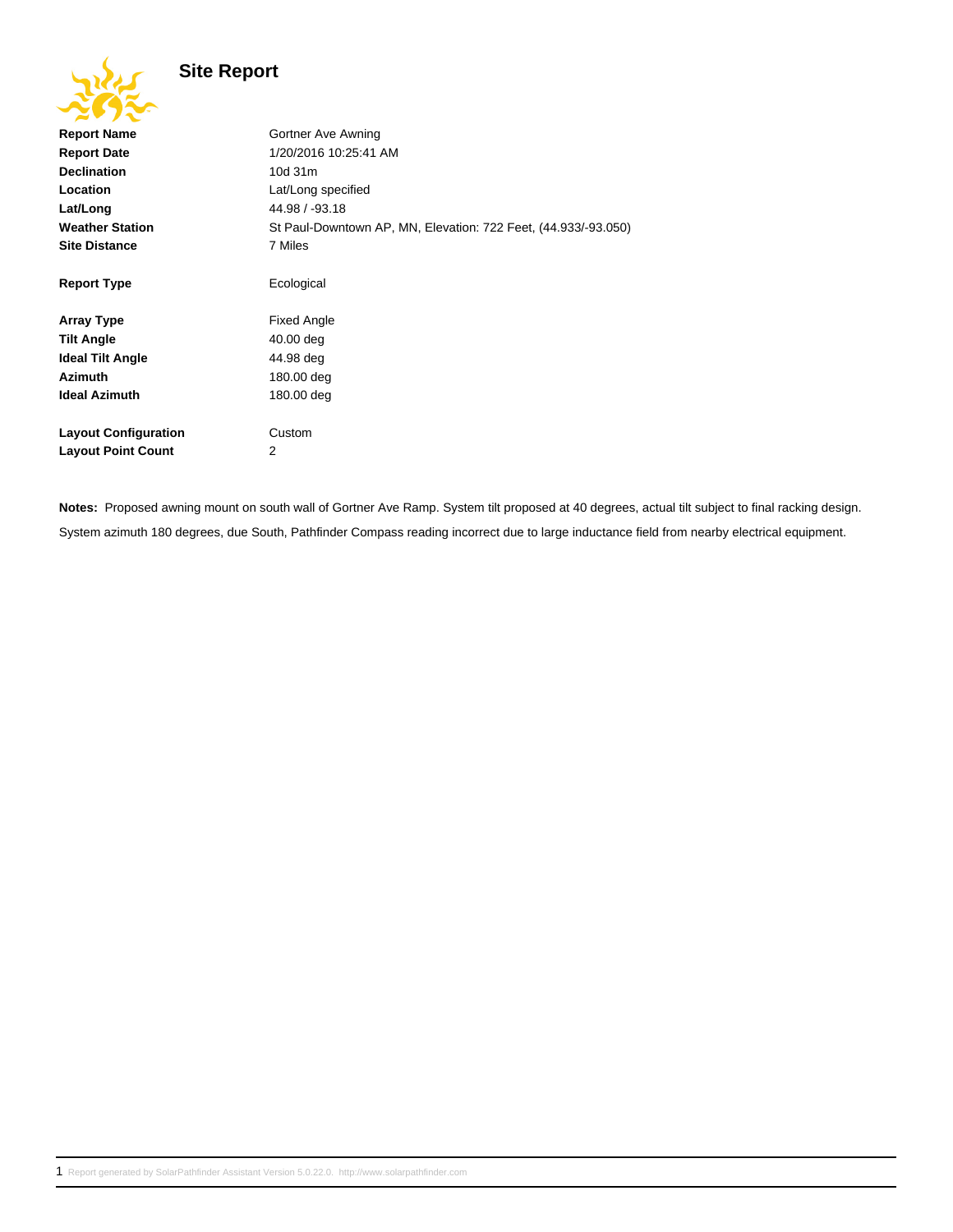# Site Report

| | |
|---|---|
| **Report Name** | Gortner Ave Awning |
| **Report Date** | 1/20/2016 10:25:41 AM |
| **Declination** | 10d 31m |
| **Location** | Lat/Long specified |
| **Lat/Long** | 44.98 / -93.18 |
| **Weather Station** | St Paul-Downtown AP, MN, Elevation: 722 Feet, (44.933/-93.050) |
| **Site Distance** | 7 Miles |
| **Report Type** | Ecological |
| **Array Type** | Fixed Angle |
| **Tilt Angle** | 40.00 deg |
| **Ideal Tilt Angle** | 44.98 deg |
| **Azimuth** | 180.00 deg |
| **Ideal Azimuth** | 180.00 deg |
| **Layout Configuration** | Custom |
| **Layout Point Count** | 2 |

**Notes:** Proposed awning mount on south wall of Gortner Ave Ramp. System tilt proposed at 40 degrees, actual tilt subject to final racking design.

System azimuth 180 degrees, due South, Pathfinder Compass reading incorrect due to large inductance field from nearby electrical equipment.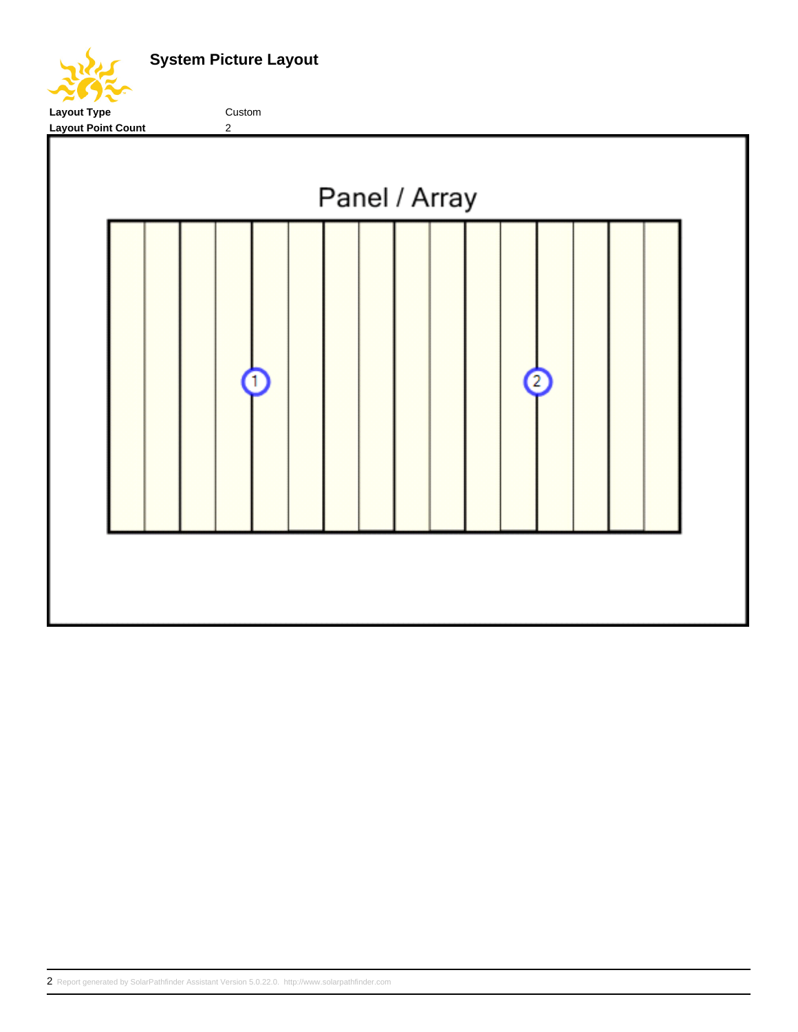## System Picture Layout

| | |
|---|---|
| **Layout Type** | Custom |
| **Layout Point Count** | 2 |

Panel / Array

1

2

Report generated by SolarPathfinder Assistant Version 5.0.22.0. http://www.solarpathfinder.com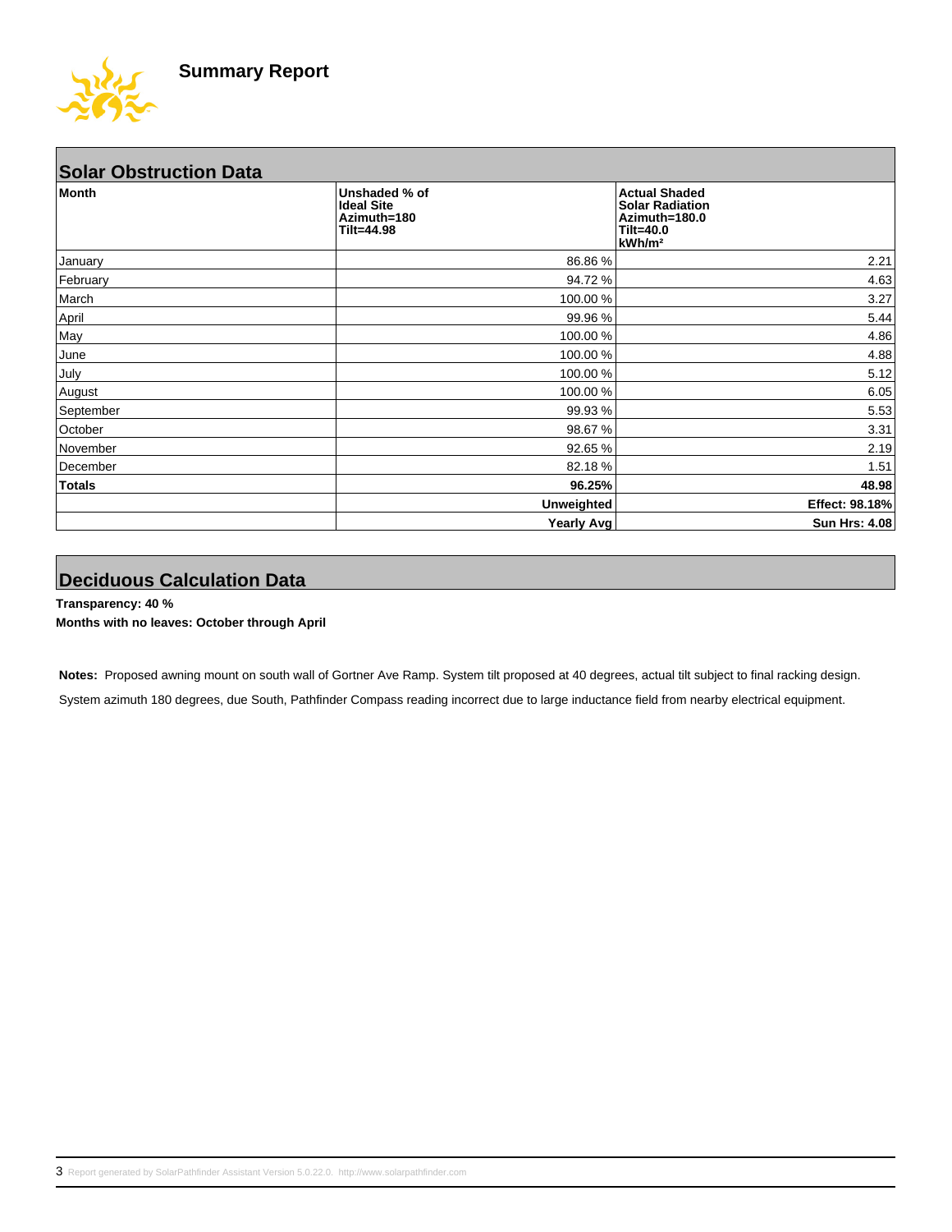# Summary Report

## Solar Obstruction Data

| Month | Unshaded % of Ideal Site Azimuth=180 Tilt=44.98 | Actual Shaded Solar Radiation Azimuth=180.0 Tilt=40.0 kWh/m² |
|---|---|---|
| January | 86.86 % | 2.21 |
| February | 94.72 % | 4.63 |
| March | 100.00 % | 3.27 |
| April | 99.96 % | 5.44 |
| May | 100.00 % | 4.86 |
| June | 100.00 % | 4.88 |
| July | 100.00 % | 5.12 |
| August | 100.00 % | 6.05 |
| September | 99.93 % | 5.53 |
| October | 98.67 % | 3.31 |
| November | 92.65 % | 2.19 |
| December | 82.18 % | 1.51 |
| **Totals** | **96.25%** | **48.98** |
| | **Unweighted** | **Effect: 98.18%** |
| | **Yearly Avg** | **Sun Hrs: 4.08** |

## Deciduous Calculation Data

**Transparency: 40 %**

**Months with no leaves: October through April**

**Notes:** Proposed awning mount on south wall of Gortner Ave Ramp. System tilt proposed at 40 degrees, actual tilt subject to final racking design.

System azimuth 180 degrees, due South, Pathfinder Compass reading incorrect due to large inductance field from nearby electrical equipment.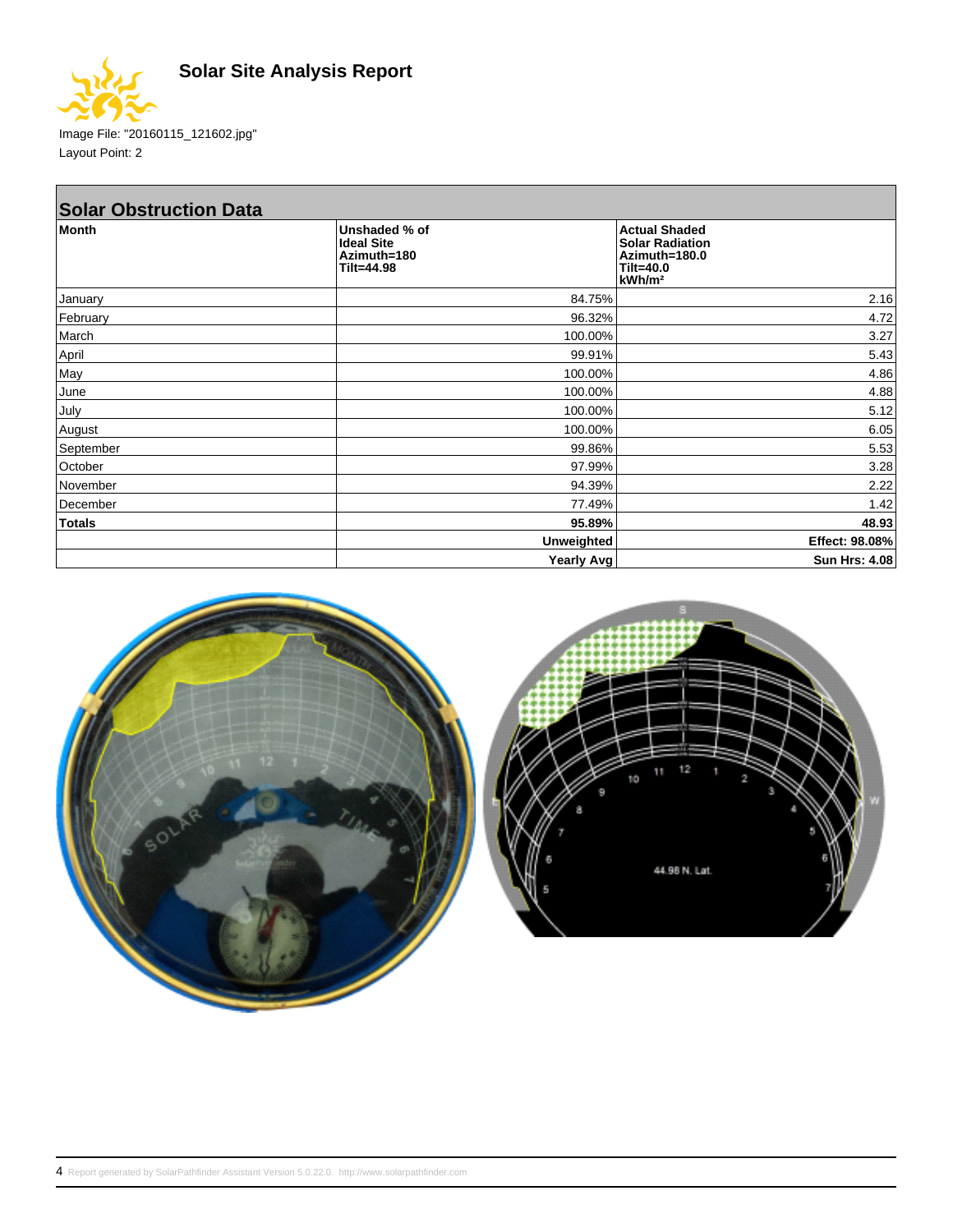# Solar Site Analysis Report

Image File: "20160115_121602.jpg"

Layout Point: 2

## Solar Obstruction Data

| Month | Unshaded % of Ideal Site Azimuth=180 Tilt=44.98 | Actual Shaded Solar Radiation Azimuth=180.0 Tilt=40.0 kWh/m² |
|---|---|---|
| January | 84.75% | 2.16 |
| February | 96.32% | 4.72 |
| March | 100.00% | 3.27 |
| April | 99.91% | 5.43 |
| May | 100.00% | 4.86 |
| June | 100.00% | 4.88 |
| July | 100.00% | 5.12 |
| August | 100.00% | 6.05 |
| September | 99.86% | 5.53 |
| October | 97.99% | 3.28 |
| November | 94.39% | 2.22 |
| December | 77.49% | 1.42 |
| **Totals** | **95.89%** | **48.93** |
| | **Unweighted** | **Effect: 98.08%** |
| | **Yearly Avg** | **Sun Hrs: 4.08** |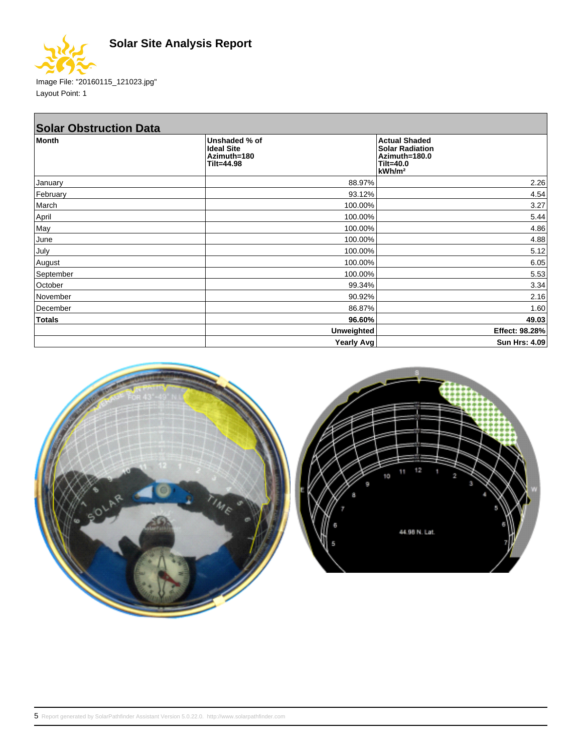# Solar Site Analysis Report

Image File: "20160115_121023.jpg"
Layout Point: 1

## Solar Obstruction Data

| Month | Unshaded % of Ideal Site Azimuth=180 Tilt=44.98 | Actual Shaded Solar Radiation Azimuth=180.0 Tilt=40.0 kWh/m² |
|---|---|---|
| January | 88.97% | 2.26 |
| February | 93.12% | 4.54 |
| March | 100.00% | 3.27 |
| April | 100.00% | 5.44 |
| May | 100.00% | 4.86 |
| June | 100.00% | 4.88 |
| July | 100.00% | 5.12 |
| August | 100.00% | 6.05 |
| September | 100.00% | 5.53 |
| October | 99.34% | 3.34 |
| November | 90.92% | 2.16 |
| December | 86.87% | 1.60 |
| **Totals** | **96.60%** | **49.03** |
| | **Unweighted** | **Effect: 98.28%** |
| | **Yearly Avg** | **Sun Hrs: 4.09** |

S

E

W

10 11 12 1 2 3 4 5 6 7

9 8 7 6 5

44.98 N. Lat.